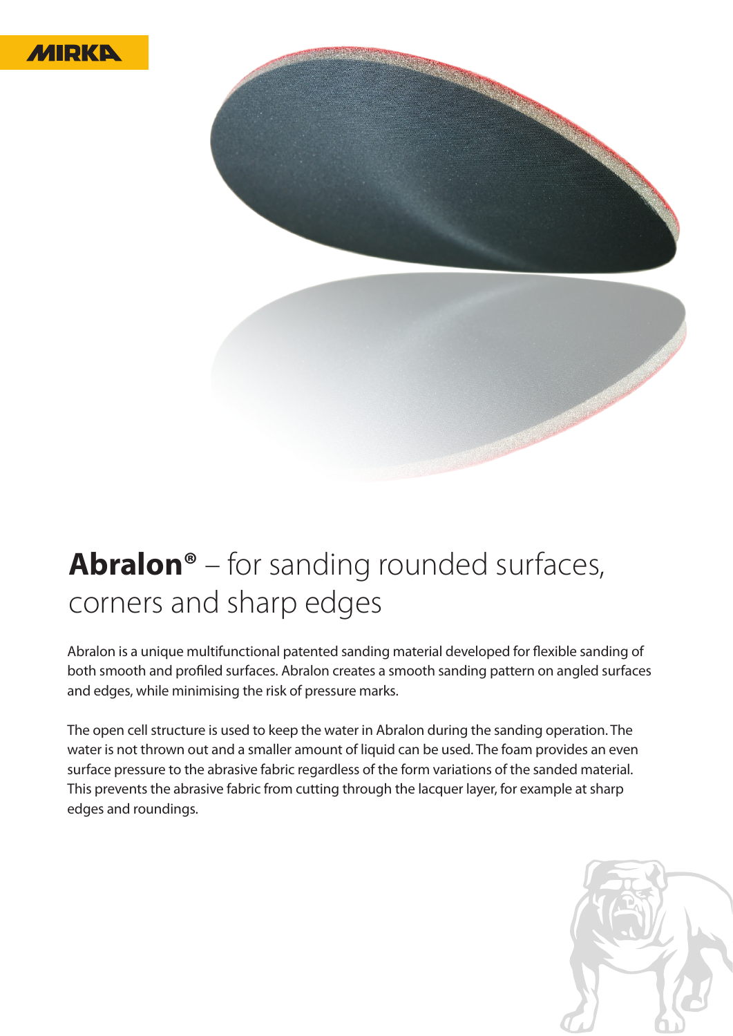MIRKA

# **Abralon®** – for sanding rounded surfaces, corners and sharp edges

Abralon is a unique multifunctional patented sanding material developed for flexible sanding of both smooth and profiled surfaces. Abralon creates a smooth sanding pattern on angled surfaces and edges, while minimising the risk of pressure marks.

The open cell structure is used to keep the water in Abralon during the sanding operation. The water is not thrown out and a smaller amount of liquid can be used. The foam provides an even surface pressure to the abrasive fabric regardless of the form variations of the sanded material. This prevents the abrasive fabric from cutting through the lacquer layer, for example at sharp edges and roundings.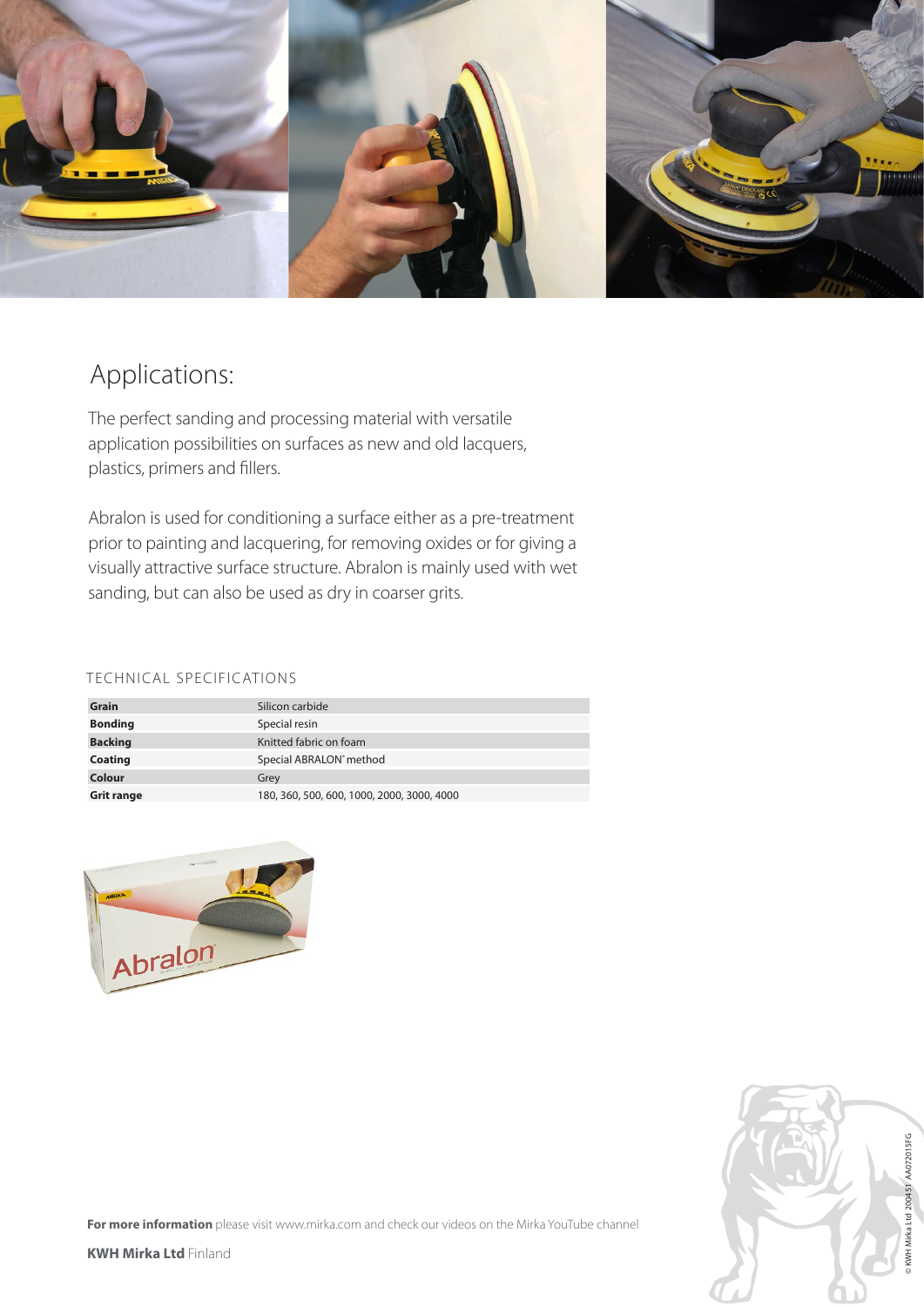## Applications:

The perfect sanding and processing material with versatile application possibilities on surfaces as new and old lacquers, plastics, primers and fillers.

Abralon is used for conditioning a surface either as a pre-treatment prior to painting and lacquering, for removing oxides or for giving a visually attractive surface structure. Abralon is mainly used with wet sanding, but can also be used as dry in coarser grits.

### TECHNICAL SPECIFICATIONS

| | |
|---|---|
| **Grain** | Silicon carbide |
| **Bonding** | Special resin |
| **Backing** | Knitted fabric on foam |
| **Coating** | Special ABRALON® method |
| **Colour** | Grey |
| **Grit range** | 180, 360, 500, 600, 1000, 2000, 3000, 4000 |

**For more information** please visit www.mirka.com and check our videos on the Mirka YouTube channel

**KWH Mirka Ltd** Finland

© KWH Mirka Ltd 200451 AA07201SFG